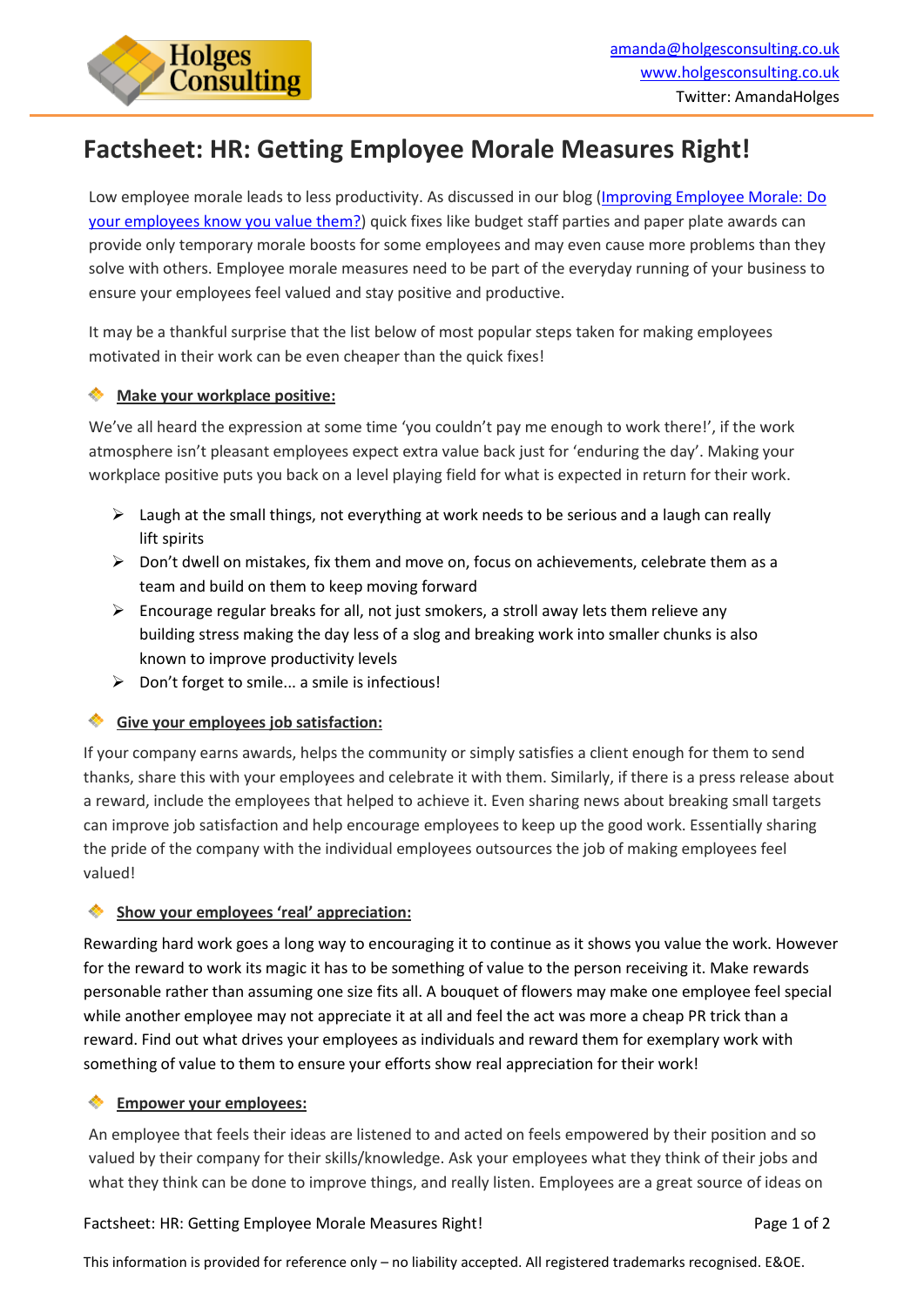amanda@holgesconsulting.co.uk
www.holgesconsulting.co.uk
Twitter: AmandaHolges

# Factsheet: HR: Getting Employee Morale Measures Right!

Low employee morale leads to less productivity. As discussed in our blog ([Improving Employee Morale: Do your employees know you value them?]) quick fixes like budget staff parties and paper plate awards can provide only temporary morale boosts for some employees and may even cause more problems than they solve with others. Employee morale measures need to be part of the everyday running of your business to ensure your employees feel valued and stay positive and productive.

It may be a thankful surprise that the list below of most popular steps taken for making employees motivated in their work can be even cheaper than the quick fixes!

## Make your workplace positive:

We've all heard the expression at some time 'you couldn't pay me enough to work there!', if the work atmosphere isn't pleasant employees expect extra value back just for 'enduring the day'. Making your workplace positive puts you back on a level playing field for what is expected in return for their work.

- Laugh at the small things, not everything at work needs to be serious and a laugh can really lift spirits
- Don't dwell on mistakes, fix them and move on, focus on achievements, celebrate them as a team and build on them to keep moving forward
- Encourage regular breaks for all, not just smokers, a stroll away lets them relieve any building stress making the day less of a slog and breaking work into smaller chunks is also known to improve productivity levels
- Don't forget to smile... a smile is infectious!

## Give your employees job satisfaction:

If your company earns awards, helps the community or simply satisfies a client enough for them to send thanks, share this with your employees and celebrate it with them. Similarly, if there is a press release about a reward, include the employees that helped to achieve it. Even sharing news about breaking small targets can improve job satisfaction and help encourage employees to keep up the good work. Essentially sharing the pride of the company with the individual employees outsources the job of making employees feel valued!

## Show your employees 'real' appreciation:

Rewarding hard work goes a long way to encouraging it to continue as it shows you value the work. However for the reward to work its magic it has to be something of value to the person receiving it. Make rewards personable rather than assuming one size fits all. A bouquet of flowers may make one employee feel special while another employee may not appreciate it at all and feel the act was more a cheap PR trick than a reward. Find out what drives your employees as individuals and reward them for exemplary work with something of value to them to ensure your efforts show real appreciation for their work!

## Empower your employees:

An employee that feels their ideas are listened to and acted on feels empowered by their position and so valued by their company for their skills/knowledge. Ask your employees what they think of their jobs and what they think can be done to improve things, and really listen. Employees are a great source of ideas on

This information is provided for reference only – no liability accepted. All registered trademarks recognised. E&OE.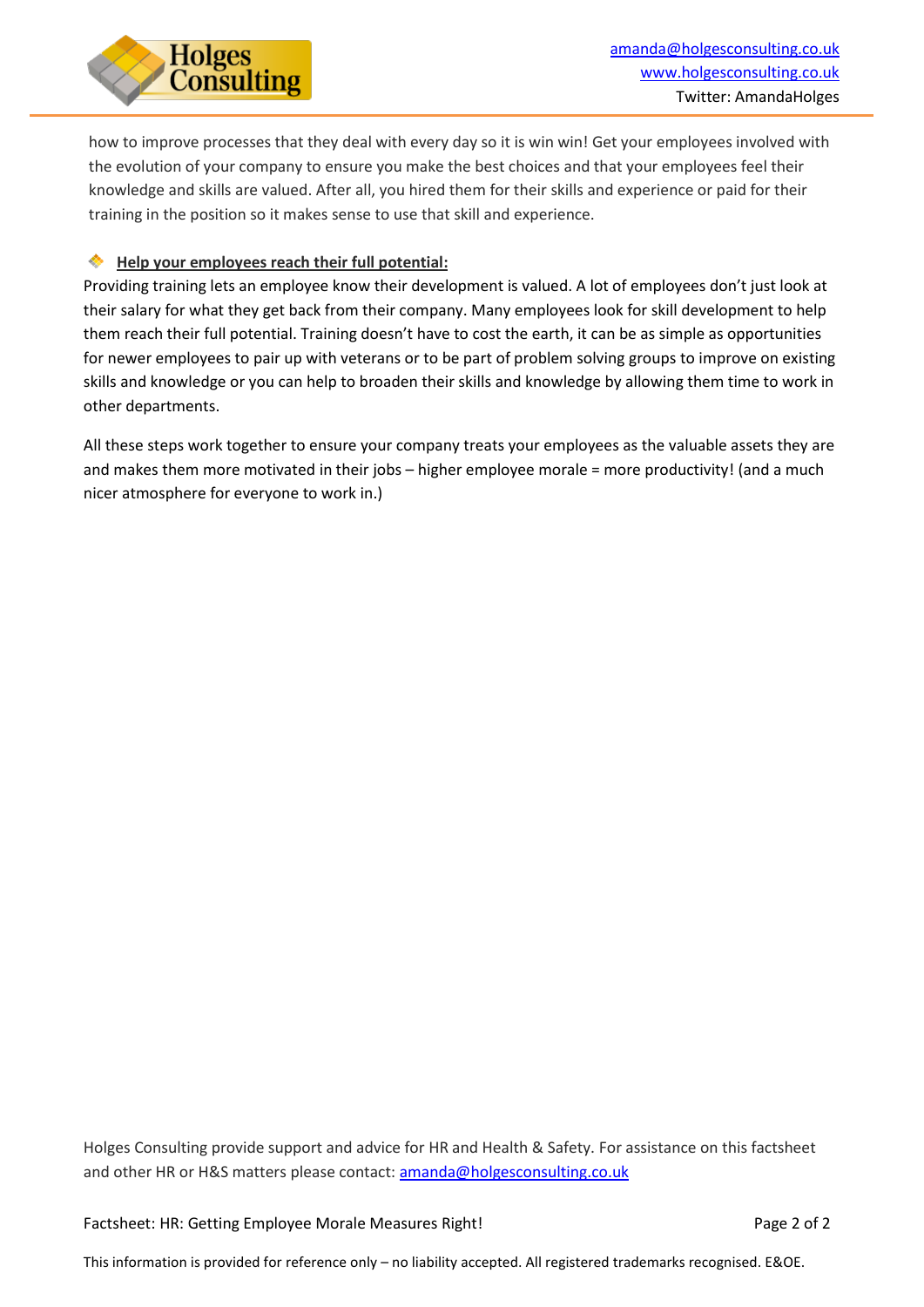how to improve processes that they deal with every day so it is win win! Get your employees involved with the evolution of your company to ensure you make the best choices and that your employees feel their knowledge and skills are valued. After all, you hired them for their skills and experience or paid for their training in the position so it makes sense to use that skill and experience.

- **Help your employees reach their full potential:**

Providing training lets an employee know their development is valued. A lot of employees don't just look at their salary for what they get back from their company. Many employees look for skill development to help them reach their full potential. Training doesn't have to cost the earth, it can be as simple as opportunities for newer employees to pair up with veterans or to be part of problem solving groups to improve on existing skills and knowledge or you can help to broaden their skills and knowledge by allowing them time to work in other departments.

All these steps work together to ensure your company treats your employees as the valuable assets they are and makes them more motivated in their jobs – higher employee morale = more productivity! (and a much nicer atmosphere for everyone to work in.)

Holges Consulting provide support and advice for HR and Health & Safety. For assistance on this factsheet and other HR or H&S matters please contact: amanda@holgesconsulting.co.uk